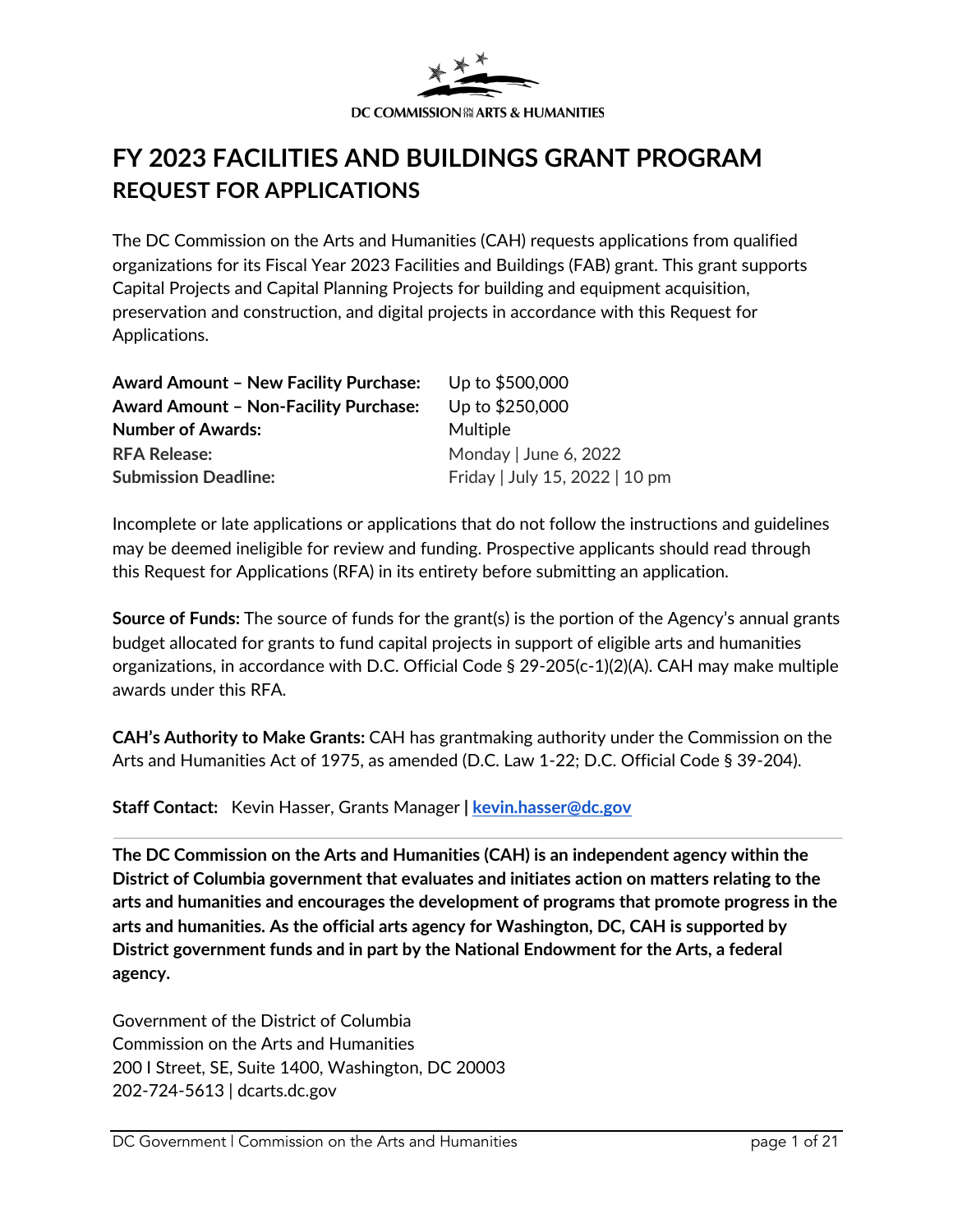DC COMMISSION ON THE ARTS & HUMANITIES

# FY 2023 FACILITIES AND BUILDINGS GRANT PROGRAM
## REQUEST FOR APPLICATIONS

The DC Commission on the Arts and Humanities (CAH) requests applications from qualified organizations for its Fiscal Year 2023 Facilities and Buildings (FAB) grant. This grant supports Capital Projects and Capital Planning Projects for building and equipment acquisition, preservation and construction, and digital projects in accordance with this Request for Applications.

| | |
|---|---|
| **Award Amount – New Facility Purchase:** | Up to $500,000 |
| **Award Amount – Non-Facility Purchase:** | Up to $250,000 |
| **Number of Awards:** | Multiple |
| **RFA Release:** | Monday \| June 6, 2022 |
| **Submission Deadline:** | Friday \| July 15, 2022 \| 10 pm |

Incomplete or late applications or applications that do not follow the instructions and guidelines may be deemed ineligible for review and funding. Prospective applicants should read through this Request for Applications (RFA) in its entirety before submitting an application.

**Source of Funds:** The source of funds for the grant(s) is the portion of the Agency's annual grants budget allocated for grants to fund capital projects in support of eligible arts and humanities organizations, in accordance with D.C. Official Code § 29-205(c-1)(2)(A). CAH may make multiple awards under this RFA.

**CAH's Authority to Make Grants:** CAH has grantmaking authority under the Commission on the Arts and Humanities Act of 1975, as amended (D.C. Law 1-22; D.C. Official Code § 39-204).

**Staff Contact:** Kevin Hasser, Grants Manager | **kevin.hasser@dc.gov**

---

**The DC Commission on the Arts and Humanities (CAH) is an independent agency within the District of Columbia government that evaluates and initiates action on matters relating to the arts and humanities and encourages the development of programs that promote progress in the arts and humanities. As the official arts agency for Washington, DC, CAH is supported by District government funds and in part by the National Endowment for the Arts, a federal agency.**

Government of the District of Columbia
Commission on the Arts and Humanities
200 I Street, SE, Suite 1400, Washington, DC 20003
202-724-5613 | dcarts.dc.gov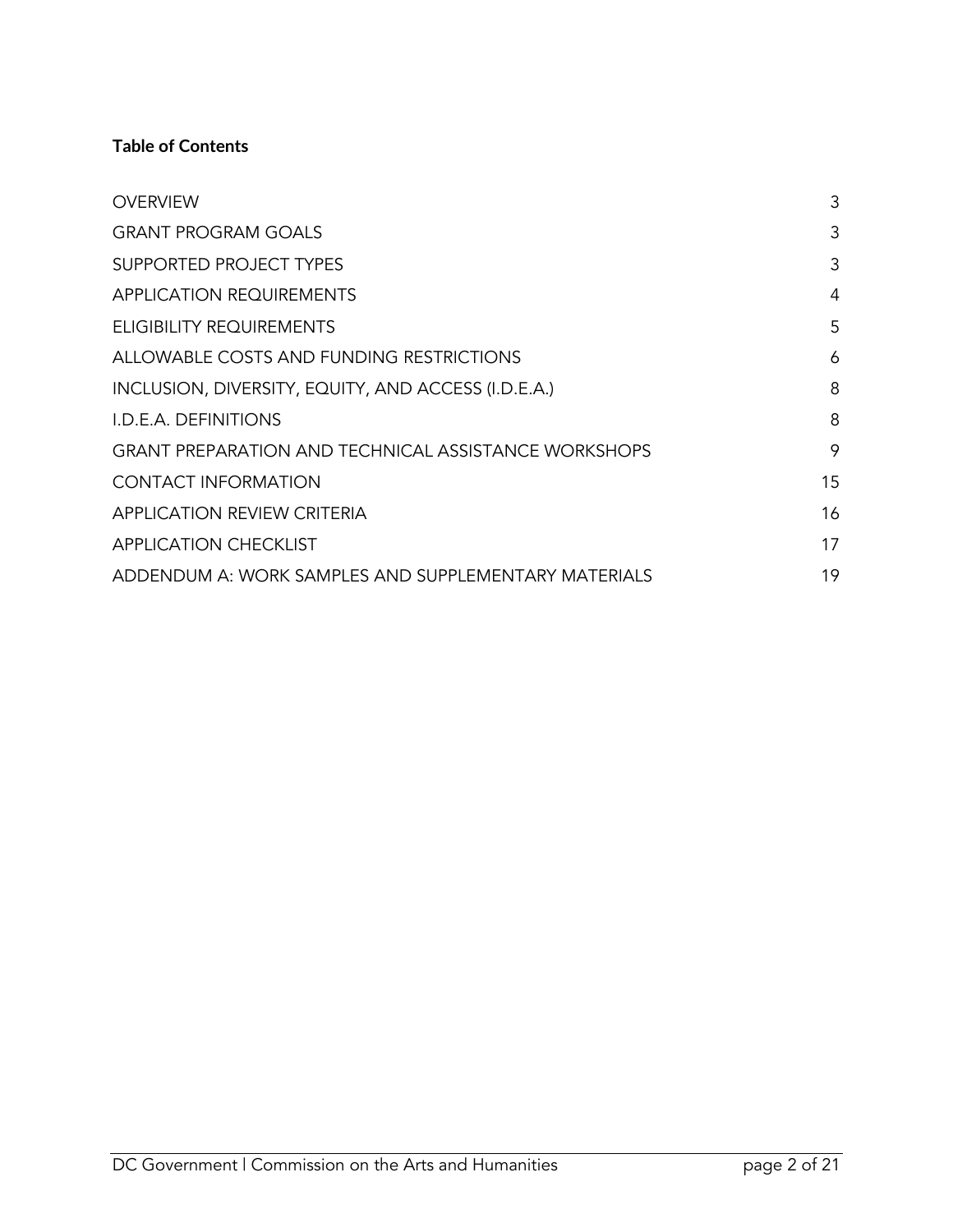**Table of Contents**

| | |
|---|---|
| OVERVIEW | 3 |
| GRANT PROGRAM GOALS | 3 |
| SUPPORTED PROJECT TYPES | 3 |
| APPLICATION REQUIREMENTS | 4 |
| ELIGIBILITY REQUIREMENTS | 5 |
| ALLOWABLE COSTS AND FUNDING RESTRICTIONS | 6 |
| INCLUSION, DIVERSITY, EQUITY, AND ACCESS (I.D.E.A.) | 8 |
| I.D.E.A. DEFINITIONS | 8 |
| GRANT PREPARATION AND TECHNICAL ASSISTANCE WORKSHOPS | 9 |
| CONTACT INFORMATION | 15 |
| APPLICATION REVIEW CRITERIA | 16 |
| APPLICATION CHECKLIST | 17 |
| ADDENDUM A: WORK SAMPLES AND SUPPLEMENTARY MATERIALS | 19 |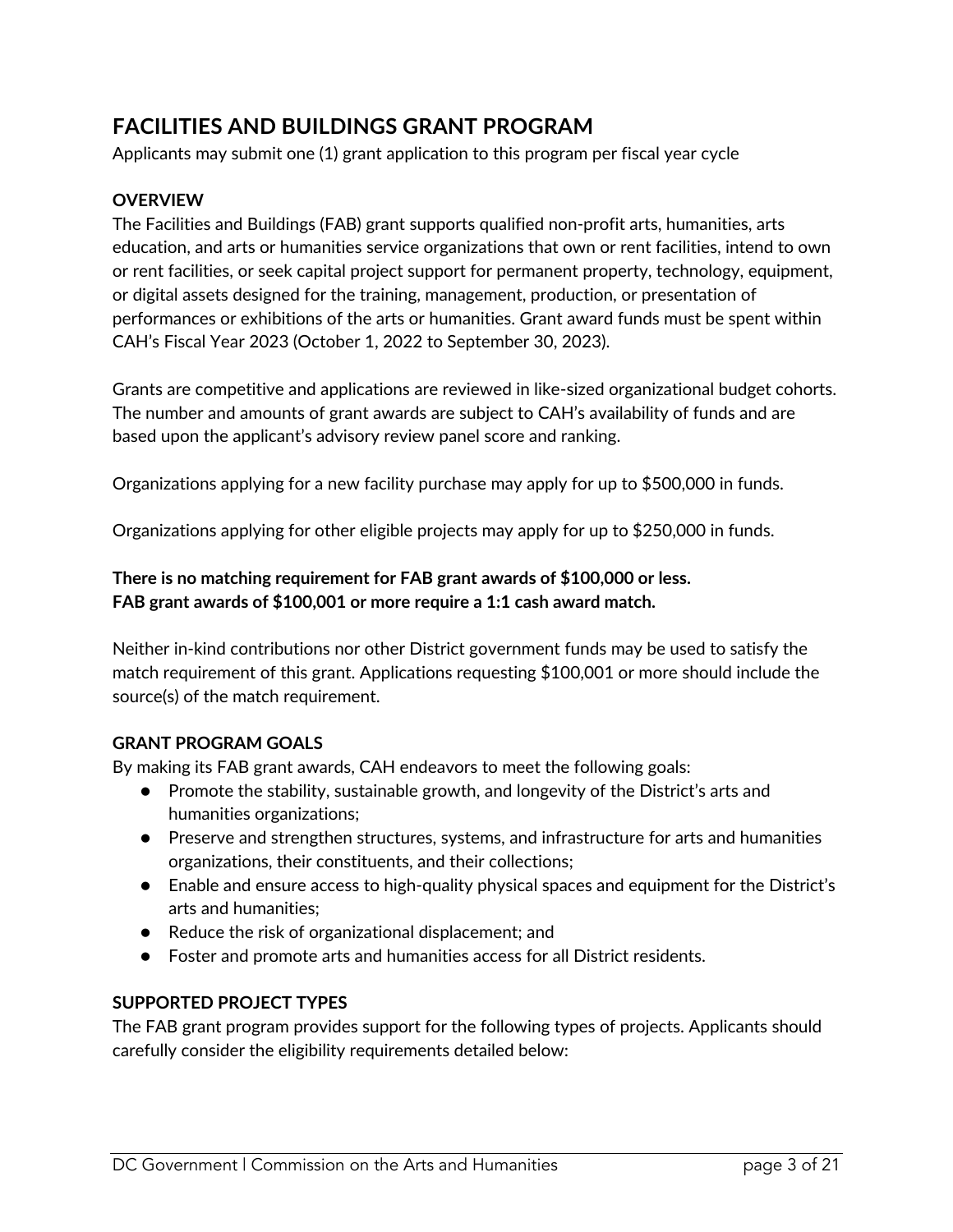# FACILITIES AND BUILDINGS GRANT PROGRAM

Applicants may submit one (1) grant application to this program per fiscal year cycle

### OVERVIEW

The Facilities and Buildings (FAB) grant supports qualified non-profit arts, humanities, arts education, and arts or humanities service organizations that own or rent facilities, intend to own or rent facilities, or seek capital project support for permanent property, technology, equipment, or digital assets designed for the training, management, production, or presentation of performances or exhibitions of the arts or humanities. Grant award funds must be spent within CAH's Fiscal Year 2023 (October 1, 2022 to September 30, 2023).

Grants are competitive and applications are reviewed in like-sized organizational budget cohorts. The number and amounts of grant awards are subject to CAH's availability of funds and are based upon the applicant's advisory review panel score and ranking.

Organizations applying for a new facility purchase may apply for up to $500,000 in funds.

Organizations applying for other eligible projects may apply for up to $250,000 in funds.

**There is no matching requirement for FAB grant awards of $100,000 or less.**
**FAB grant awards of $100,001 or more require a 1:1 cash award match.**

Neither in-kind contributions nor other District government funds may be used to satisfy the match requirement of this grant. Applications requesting $100,001 or more should include the source(s) of the match requirement.

### GRANT PROGRAM GOALS

By making its FAB grant awards, CAH endeavors to meet the following goals:

- Promote the stability, sustainable growth, and longevity of the District's arts and humanities organizations;
- Preserve and strengthen structures, systems, and infrastructure for arts and humanities organizations, their constituents, and their collections;
- Enable and ensure access to high-quality physical spaces and equipment for the District's arts and humanities;
- Reduce the risk of organizational displacement; and
- Foster and promote arts and humanities access for all District residents.

### SUPPORTED PROJECT TYPES

The FAB grant program provides support for the following types of projects. Applicants should carefully consider the eligibility requirements detailed below: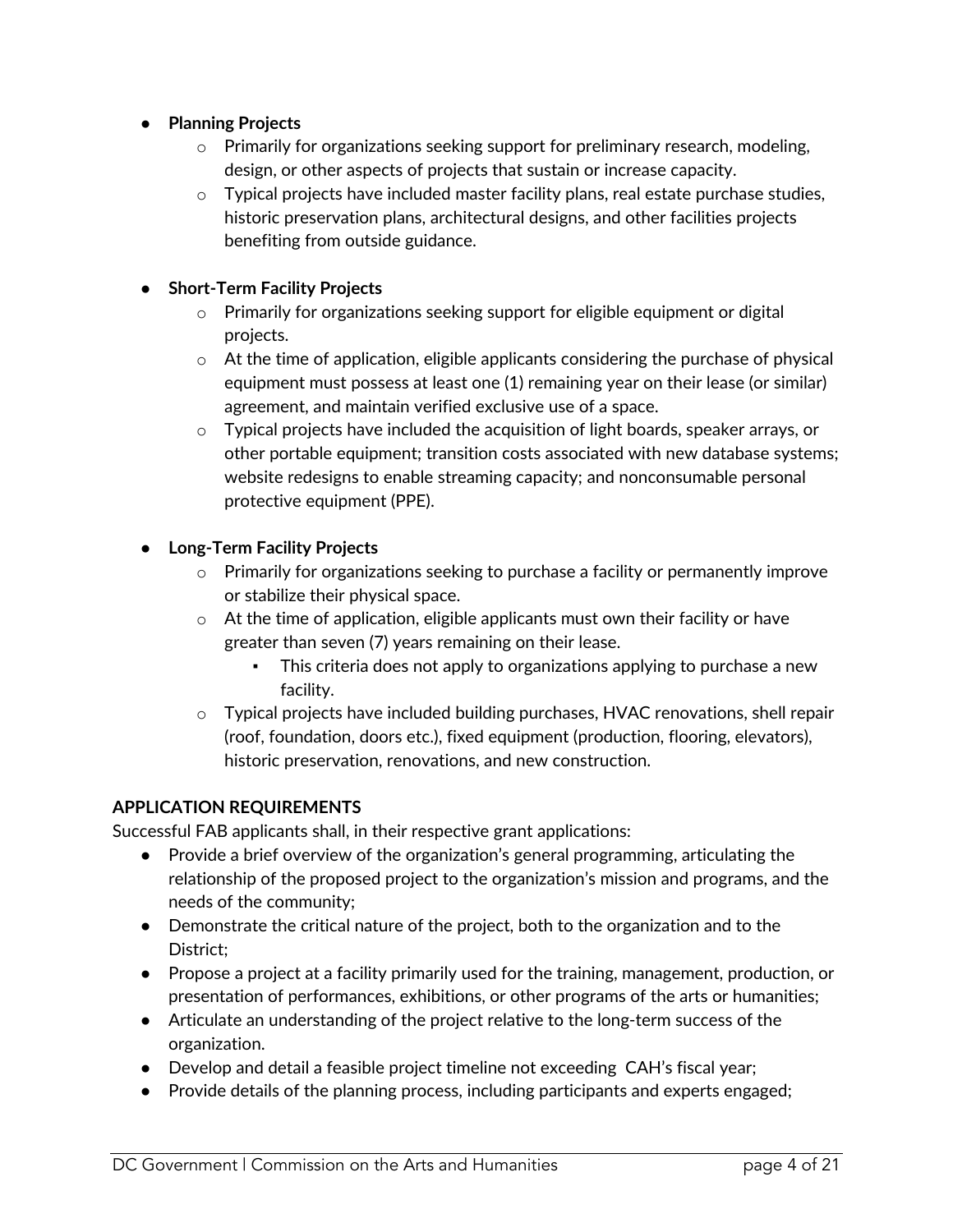- **Planning Projects**
  - Primarily for organizations seeking support for preliminary research, modeling, design, or other aspects of projects that sustain or increase capacity.
  - Typical projects have included master facility plans, real estate purchase studies, historic preservation plans, architectural designs, and other facilities projects benefiting from outside guidance.

- **Short-Term Facility Projects**
  - Primarily for organizations seeking support for eligible equipment or digital projects.
  - At the time of application, eligible applicants considering the purchase of physical equipment must possess at least one (1) remaining year on their lease (or similar) agreement, and maintain verified exclusive use of a space.
  - Typical projects have included the acquisition of light boards, speaker arrays, or other portable equipment; transition costs associated with new database systems; website redesigns to enable streaming capacity; and nonconsumable personal protective equipment (PPE).

- **Long-Term Facility Projects**
  - Primarily for organizations seeking to purchase a facility or permanently improve or stabilize their physical space.
  - At the time of application, eligible applicants must own their facility or have greater than seven (7) years remaining on their lease.
    - This criteria does not apply to organizations applying to purchase a new facility.
  - Typical projects have included building purchases, HVAC renovations, shell repair (roof, foundation, doors etc.), fixed equipment (production, flooring, elevators), historic preservation, renovations, and new construction.

**APPLICATION REQUIREMENTS**

Successful FAB applicants shall, in their respective grant applications:

- Provide a brief overview of the organization's general programming, articulating the relationship of the proposed project to the organization's mission and programs, and the needs of the community;
- Demonstrate the critical nature of the project, both to the organization and to the District;
- Propose a project at a facility primarily used for the training, management, production, or presentation of performances, exhibitions, or other programs of the arts or humanities;
- Articulate an understanding of the project relative to the long-term success of the organization.
- Develop and detail a feasible project timeline not exceeding CAH's fiscal year;
- Provide details of the planning process, including participants and experts engaged;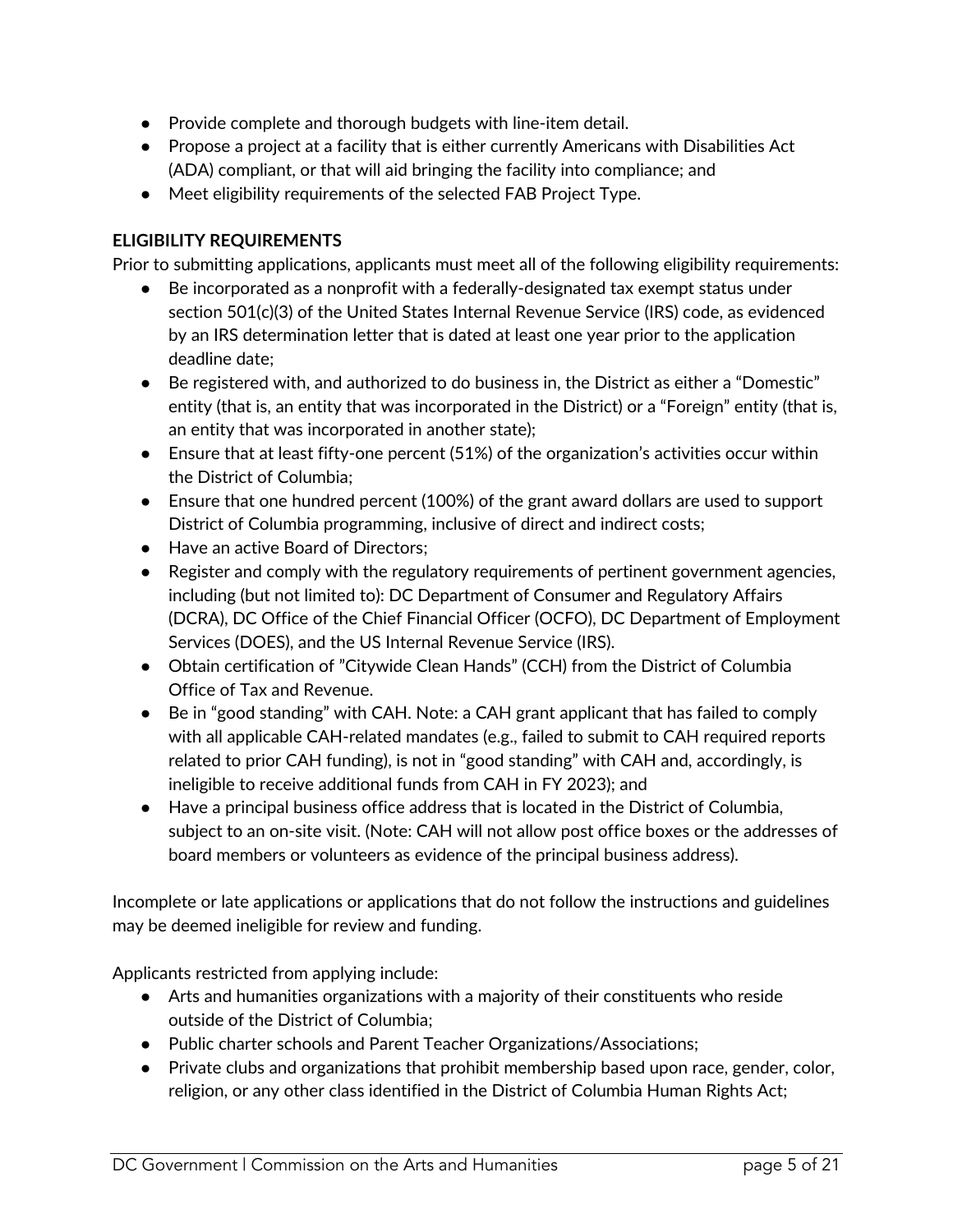- Provide complete and thorough budgets with line-item detail.
- Propose a project at a facility that is either currently Americans with Disabilities Act (ADA) compliant, or that will aid bringing the facility into compliance; and
- Meet eligibility requirements of the selected FAB Project Type.

**ELIGIBILITY REQUIREMENTS**

Prior to submitting applications, applicants must meet all of the following eligibility requirements:

- Be incorporated as a nonprofit with a federally-designated tax exempt status under section 501(c)(3) of the United States Internal Revenue Service (IRS) code, as evidenced by an IRS determination letter that is dated at least one year prior to the application deadline date;
- Be registered with, and authorized to do business in, the District as either a "Domestic" entity (that is, an entity that was incorporated in the District) or a "Foreign" entity (that is, an entity that was incorporated in another state);
- Ensure that at least fifty-one percent (51%) of the organization's activities occur within the District of Columbia;
- Ensure that one hundred percent (100%) of the grant award dollars are used to support District of Columbia programming, inclusive of direct and indirect costs;
- Have an active Board of Directors;
- Register and comply with the regulatory requirements of pertinent government agencies, including (but not limited to): DC Department of Consumer and Regulatory Affairs (DCRA), DC Office of the Chief Financial Officer (OCFO), DC Department of Employment Services (DOES), and the US Internal Revenue Service (IRS).
- Obtain certification of "Citywide Clean Hands" (CCH) from the District of Columbia Office of Tax and Revenue.
- Be in "good standing" with CAH. Note: a CAH grant applicant that has failed to comply with all applicable CAH-related mandates (e.g., failed to submit to CAH required reports related to prior CAH funding), is not in "good standing" with CAH and, accordingly, is ineligible to receive additional funds from CAH in FY 2023); and
- Have a principal business office address that is located in the District of Columbia, subject to an on-site visit. (Note: CAH will not allow post office boxes or the addresses of board members or volunteers as evidence of the principal business address).

Incomplete or late applications or applications that do not follow the instructions and guidelines may be deemed ineligible for review and funding.

Applicants restricted from applying include:

- Arts and humanities organizations with a majority of their constituents who reside outside of the District of Columbia;
- Public charter schools and Parent Teacher Organizations/Associations;
- Private clubs and organizations that prohibit membership based upon race, gender, color, religion, or any other class identified in the District of Columbia Human Rights Act;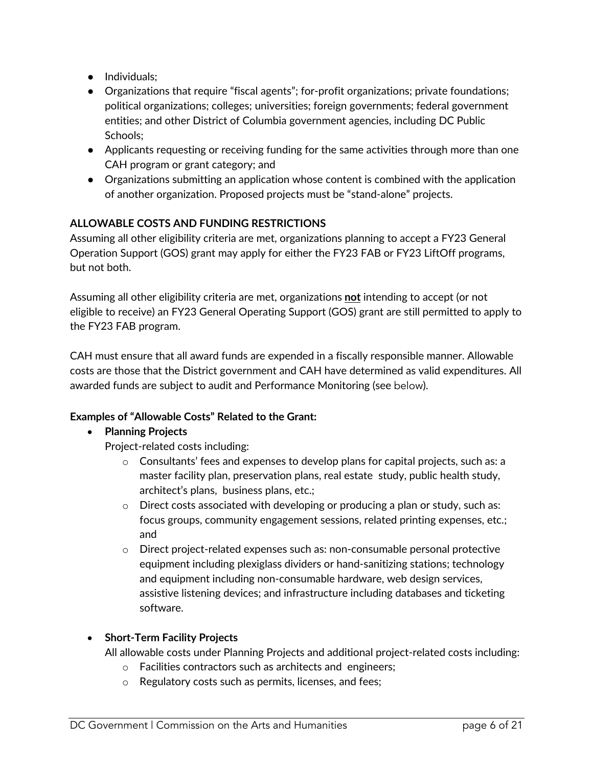- Individuals;
- Organizations that require "fiscal agents"; for-profit organizations; private foundations; political organizations; colleges; universities; foreign governments; federal government entities; and other District of Columbia government agencies, including DC Public Schools;
- Applicants requesting or receiving funding for the same activities through more than one CAH program or grant category; and
- Organizations submitting an application whose content is combined with the application of another organization. Proposed projects must be "stand-alone" projects.

**ALLOWABLE COSTS AND FUNDING RESTRICTIONS**

Assuming all other eligibility criteria are met, organizations planning to accept a FY23 General Operation Support (GOS) grant may apply for either the FY23 FAB or FY23 LiftOff programs, but not both.

Assuming all other eligibility criteria are met, organizations **not** intending to accept (or not eligible to receive) an FY23 General Operating Support (GOS) grant are still permitted to apply to the FY23 FAB program.

CAH must ensure that all award funds are expended in a fiscally responsible manner. Allowable costs are those that the District government and CAH have determined as valid expenditures. All awarded funds are subject to audit and Performance Monitoring (see below).

**Examples of "Allowable Costs" Related to the Grant:**

- **Planning Projects**
  Project-related costs including:
  - Consultants' fees and expenses to develop plans for capital projects, such as: a master facility plan, preservation plans, real estate study, public health study, architect's plans, business plans, etc.;
  - Direct costs associated with developing or producing a plan or study, such as: focus groups, community engagement sessions, related printing expenses, etc.; and
  - Direct project-related expenses such as: non-consumable personal protective equipment including plexiglass dividers or hand-sanitizing stations; technology and equipment including non-consumable hardware, web design services, assistive listening devices; and infrastructure including databases and ticketing software.

- **Short-Term Facility Projects**
  All allowable costs under Planning Projects and additional project-related costs including:
  - Facilities contractors such as architects and engineers;
  - Regulatory costs such as permits, licenses, and fees;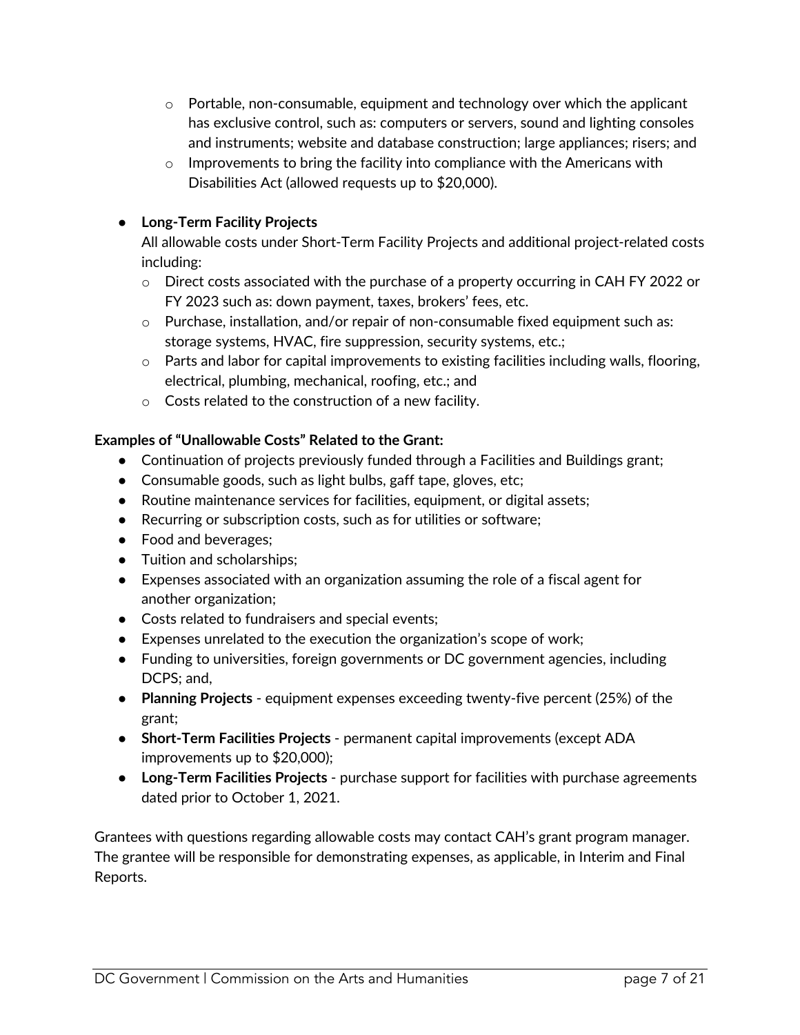- Portable, non-consumable, equipment and technology over which the applicant has exclusive control, such as: computers or servers, sound and lighting consoles and instruments; website and database construction; large appliances; risers; and
  - Improvements to bring the facility into compliance with the Americans with Disabilities Act (allowed requests up to $20,000).

- **Long-Term Facility Projects**
  All allowable costs under Short-Term Facility Projects and additional project-related costs including:
  - Direct costs associated with the purchase of a property occurring in CAH FY 2022 or FY 2023 such as: down payment, taxes, brokers' fees, etc.
  - Purchase, installation, and/or repair of non-consumable fixed equipment such as: storage systems, HVAC, fire suppression, security systems, etc.;
  - Parts and labor for capital improvements to existing facilities including walls, flooring, electrical, plumbing, mechanical, roofing, etc.; and
  - Costs related to the construction of a new facility.

**Examples of "Unallowable Costs" Related to the Grant:**

- Continuation of projects previously funded through a Facilities and Buildings grant;
- Consumable goods, such as light bulbs, gaff tape, gloves, etc;
- Routine maintenance services for facilities, equipment, or digital assets;
- Recurring or subscription costs, such as for utilities or software;
- Food and beverages;
- Tuition and scholarships;
- Expenses associated with an organization assuming the role of a fiscal agent for another organization;
- Costs related to fundraisers and special events;
- Expenses unrelated to the execution the organization's scope of work;
- Funding to universities, foreign governments or DC government agencies, including DCPS; and,
- **Planning Projects** - equipment expenses exceeding twenty-five percent (25%) of the grant;
- **Short-Term Facilities Projects** - permanent capital improvements (except ADA improvements up to $20,000);
- **Long-Term Facilities Projects** - purchase support for facilities with purchase agreements dated prior to October 1, 2021.

Grantees with questions regarding allowable costs may contact CAH's grant program manager. The grantee will be responsible for demonstrating expenses, as applicable, in Interim and Final Reports.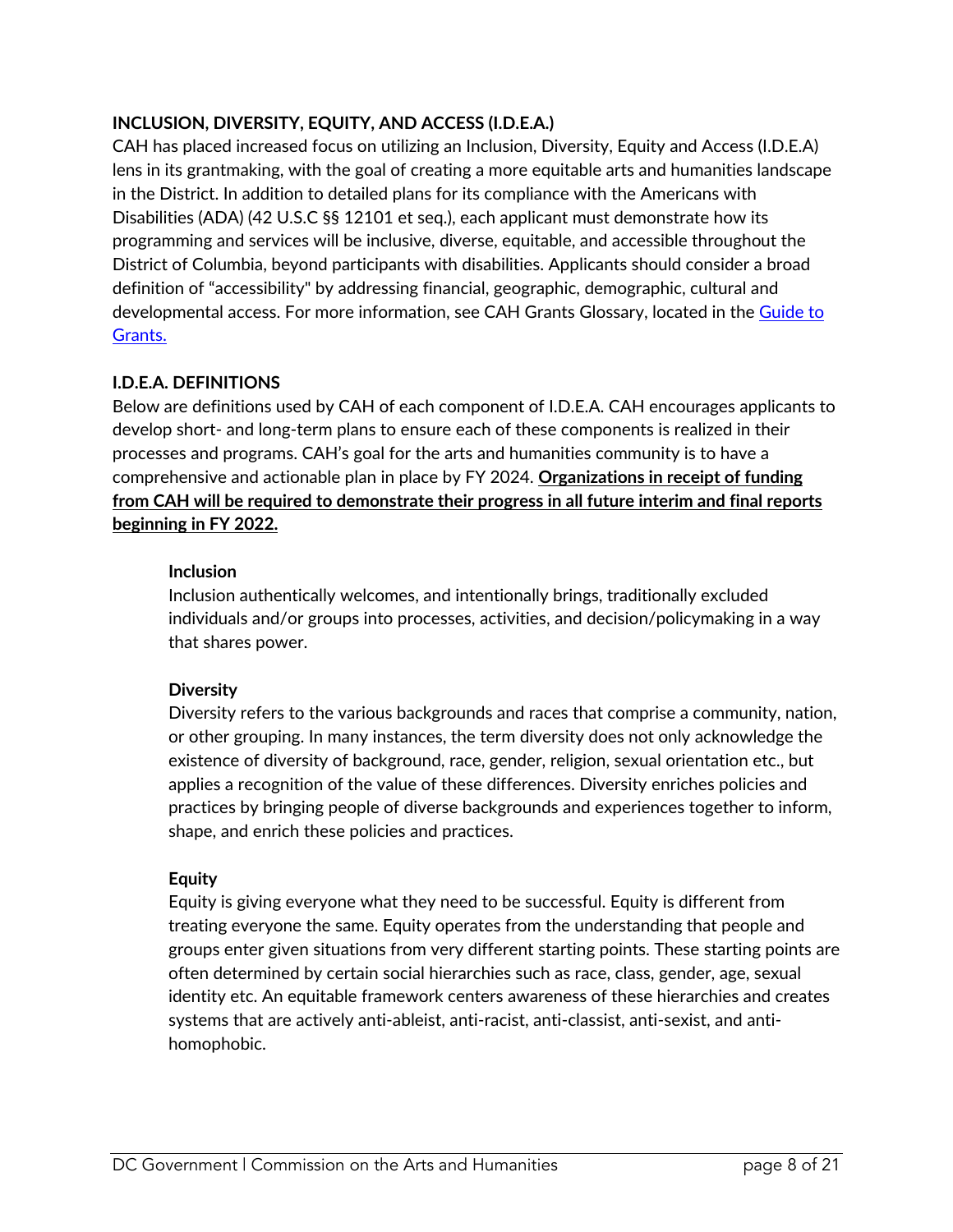## INCLUSION, DIVERSITY, EQUITY, AND ACCESS (I.D.E.A.)

CAH has placed increased focus on utilizing an Inclusion, Diversity, Equity and Access (I.D.E.A) lens in its grantmaking, with the goal of creating a more equitable arts and humanities landscape in the District. In addition to detailed plans for its compliance with the Americans with Disabilities (ADA) (42 U.S.C §§ 12101 et seq.), each applicant must demonstrate how its programming and services will be inclusive, diverse, equitable, and accessible throughout the District of Columbia, beyond participants with disabilities. Applicants should consider a broad definition of "accessibility" by addressing financial, geographic, demographic, cultural and developmental access. For more information, see CAH Grants Glossary, located in the Guide to Grants.

## I.D.E.A. DEFINITIONS

Below are definitions used by CAH of each component of I.D.E.A. CAH encourages applicants to develop short- and long-term plans to ensure each of these components is realized in their processes and programs. CAH's goal for the arts and humanities community is to have a comprehensive and actionable plan in place by FY 2024. **Organizations in receipt of funding from CAH will be required to demonstrate their progress in all future interim and final reports beginning in FY 2022.**

### Inclusion

Inclusion authentically welcomes, and intentionally brings, traditionally excluded individuals and/or groups into processes, activities, and decision/policymaking in a way that shares power.

### Diversity

Diversity refers to the various backgrounds and races that comprise a community, nation, or other grouping. In many instances, the term diversity does not only acknowledge the existence of diversity of background, race, gender, religion, sexual orientation etc., but applies a recognition of the value of these differences. Diversity enriches policies and practices by bringing people of diverse backgrounds and experiences together to inform, shape, and enrich these policies and practices.

### Equity

Equity is giving everyone what they need to be successful. Equity is different from treating everyone the same. Equity operates from the understanding that people and groups enter given situations from very different starting points. These starting points are often determined by certain social hierarchies such as race, class, gender, age, sexual identity etc. An equitable framework centers awareness of these hierarchies and creates systems that are actively anti-ableist, anti-racist, anti-classist, anti-sexist, and anti-homophobic.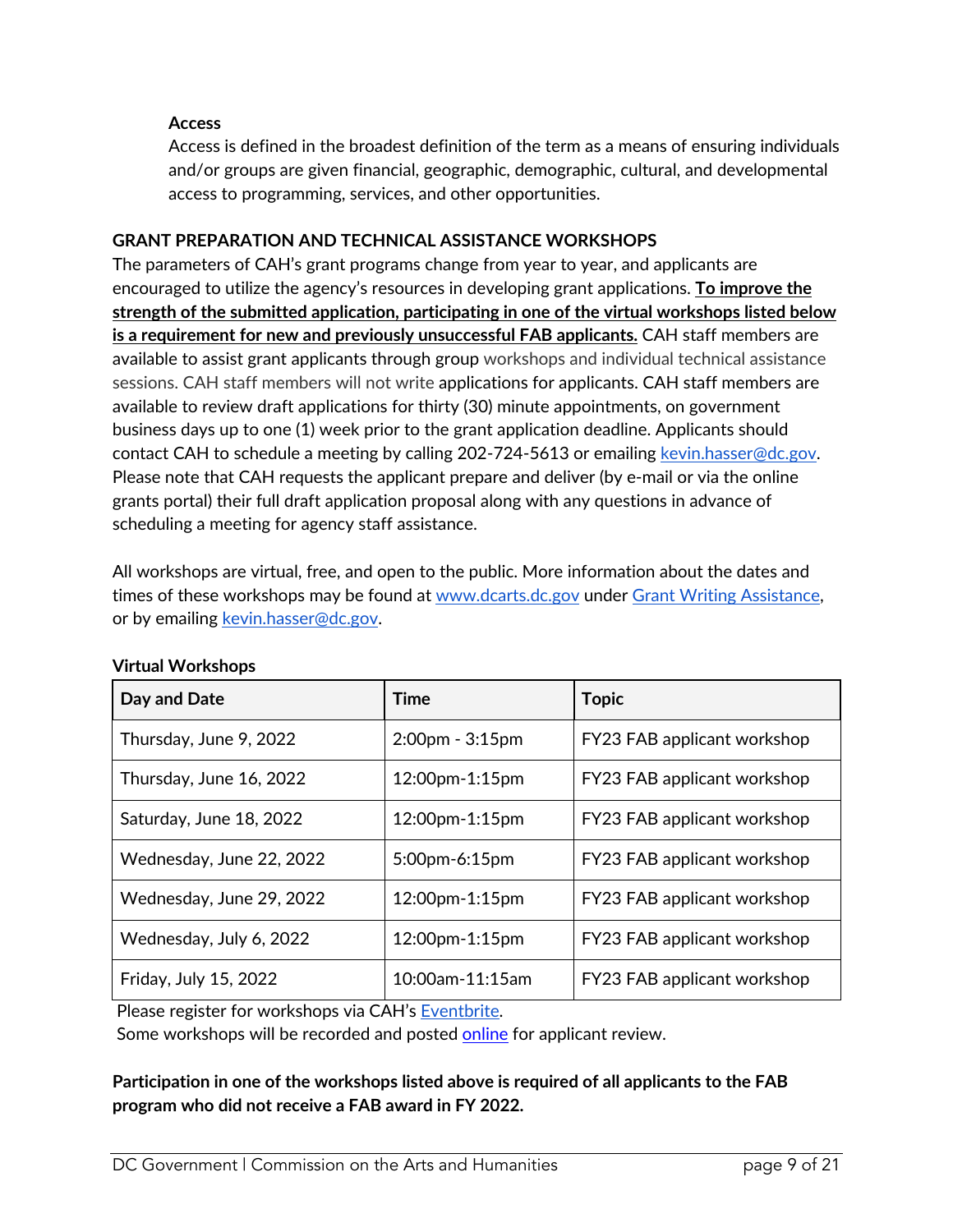**Access**

Access is defined in the broadest definition of the term as a means of ensuring individuals and/or groups are given financial, geographic, demographic, cultural, and developmental access to programming, services, and other opportunities.

## GRANT PREPARATION AND TECHNICAL ASSISTANCE WORKSHOPS

The parameters of CAH's grant programs change from year to year, and applicants are encouraged to utilize the agency's resources in developing grant applications. **To improve the strength of the submitted application, participating in one of the virtual workshops listed below is a requirement for new and previously unsuccessful FAB applicants.** CAH staff members are available to assist grant applicants through group workshops and individual technical assistance sessions. CAH staff members will not write applications for applicants. CAH staff members are available to review draft applications for thirty (30) minute appointments, on government business days up to one (1) week prior to the grant application deadline. Applicants should contact CAH to schedule a meeting by calling 202-724-5613 or emailing kevin.hasser@dc.gov. Please note that CAH requests the applicant prepare and deliver (by e-mail or via the online grants portal) their full draft application proposal along with any questions in advance of scheduling a meeting for agency staff assistance.

All workshops are virtual, free, and open to the public. More information about the dates and times of these workshops may be found at www.dcarts.dc.gov under Grant Writing Assistance, or by emailing kevin.hasser@dc.gov.

**Virtual Workshops**

| Day and Date | Time | Topic |
|---|---|---|
| Thursday, June 9, 2022 | 2:00pm - 3:15pm | FY23 FAB applicant workshop |
| Thursday, June 16, 2022 | 12:00pm-1:15pm | FY23 FAB applicant workshop |
| Saturday, June 18, 2022 | 12:00pm-1:15pm | FY23 FAB applicant workshop |
| Wednesday, June 22, 2022 | 5:00pm-6:15pm | FY23 FAB applicant workshop |
| Wednesday, June 29, 2022 | 12:00pm-1:15pm | FY23 FAB applicant workshop |
| Wednesday, July 6, 2022 | 12:00pm-1:15pm | FY23 FAB applicant workshop |
| Friday, July 15, 2022 | 10:00am-11:15am | FY23 FAB applicant workshop |

Please register for workshops via CAH's Eventbrite.
Some workshops will be recorded and posted online for applicant review.

**Participation in one of the workshops listed above is required of all applicants to the FAB program who did not receive a FAB award in FY 2022.**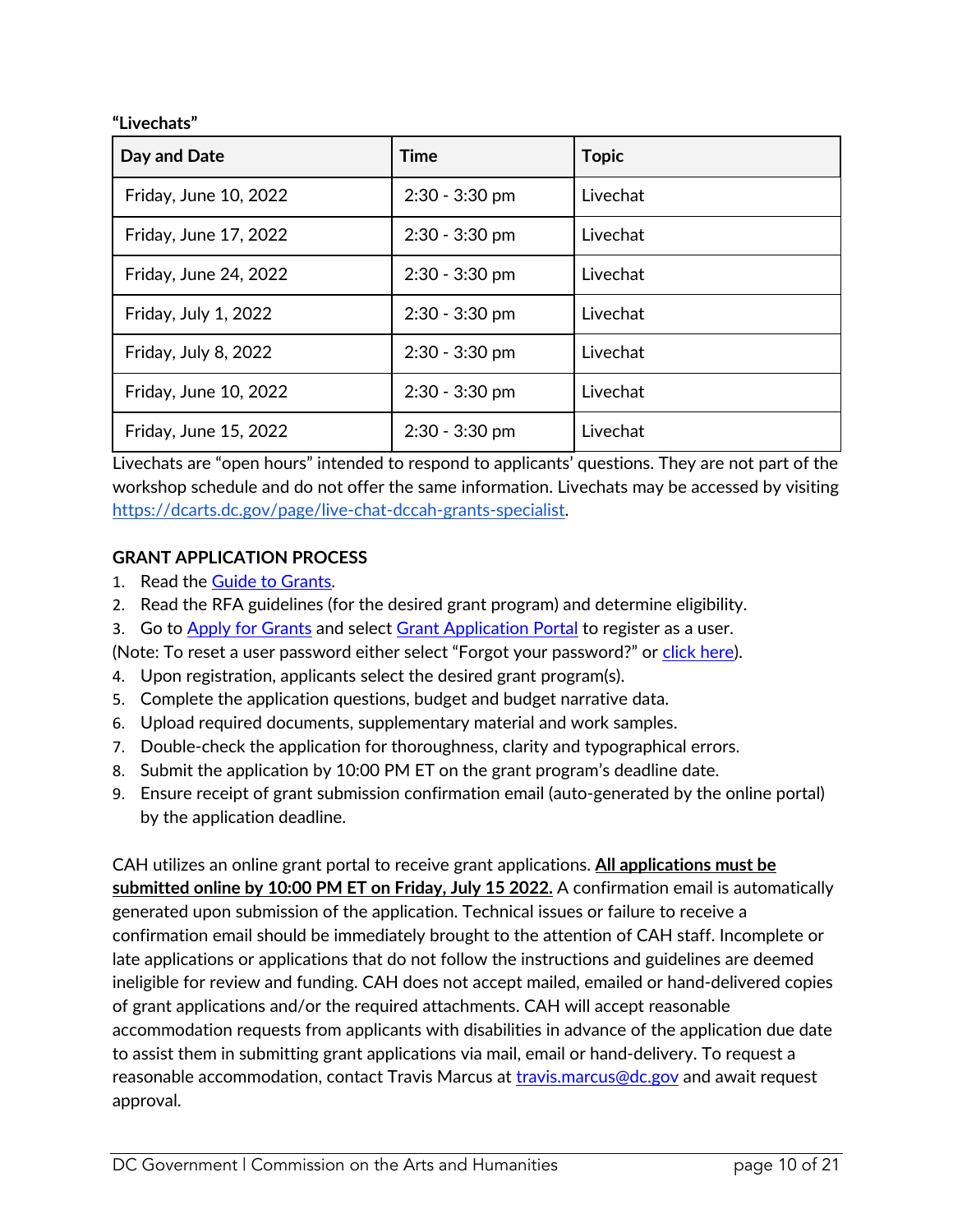**“Livechats”**

| Day and Date | Time | Topic |
|---|---|---|
| Friday, June 10, 2022 | 2:30 - 3:30 pm | Livechat |
| Friday, June 17, 2022 | 2:30 - 3:30 pm | Livechat |
| Friday, June 24, 2022 | 2:30 - 3:30 pm | Livechat |
| Friday, July 1, 2022 | 2:30 - 3:30 pm | Livechat |
| Friday, July 8, 2022 | 2:30 - 3:30 pm | Livechat |
| Friday, June 10, 2022 | 2:30 - 3:30 pm | Livechat |
| Friday, June 15, 2022 | 2:30 - 3:30 pm | Livechat |

Livechats are “open hours” intended to respond to applicants’ questions. They are not part of the workshop schedule and do not offer the same information. Livechats may be accessed by visiting https://dcarts.dc.gov/page/live-chat-dccah-grants-specialist.

**GRANT APPLICATION PROCESS**

1. Read the Guide to Grants.
2. Read the RFA guidelines (for the desired grant program) and determine eligibility.
3. Go to Apply for Grants and select Grant Application Portal to register as a user.

(Note: To reset a user password either select “Forgot your password?” or click here).

4. Upon registration, applicants select the desired grant program(s).
5. Complete the application questions, budget and budget narrative data.
6. Upload required documents, supplementary material and work samples.
7. Double-check the application for thoroughness, clarity and typographical errors.
8. Submit the application by 10:00 PM ET on the grant program’s deadline date.
9. Ensure receipt of grant submission confirmation email (auto-generated by the online portal) by the application deadline.

CAH utilizes an online grant portal to receive grant applications. **All applications must be submitted online by 10:00 PM ET on Friday, July 15 2022.** A confirmation email is automatically generated upon submission of the application. Technical issues or failure to receive a confirmation email should be immediately brought to the attention of CAH staff. Incomplete or late applications or applications that do not follow the instructions and guidelines are deemed ineligible for review and funding. CAH does not accept mailed, emailed or hand-delivered copies of grant applications and/or the required attachments. CAH will accept reasonable accommodation requests from applicants with disabilities in advance of the application due date to assist them in submitting grant applications via mail, email or hand-delivery. To request a reasonable accommodation, contact Travis Marcus at travis.marcus@dc.gov and await request approval.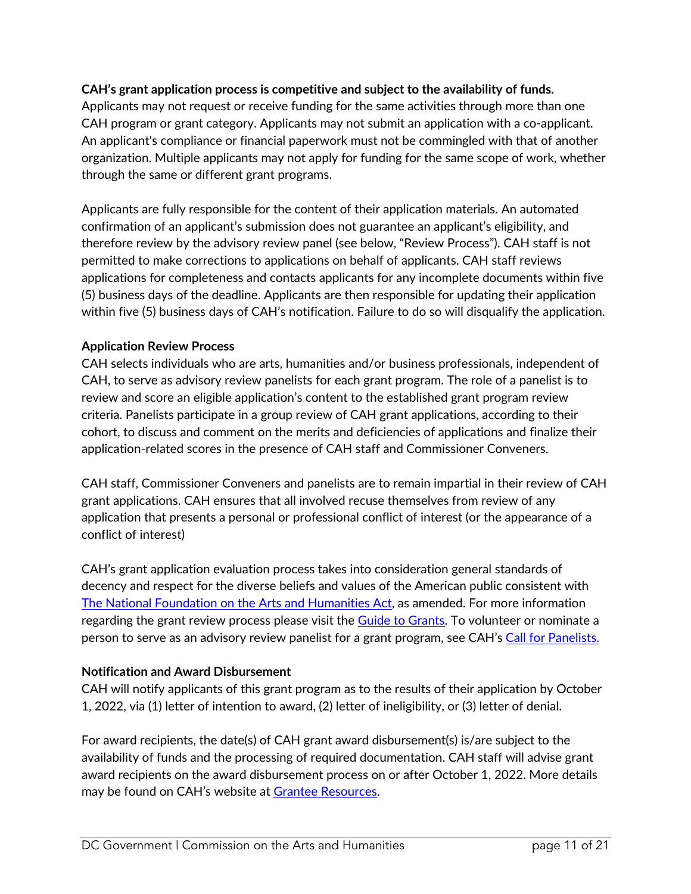**CAH's grant application process is competitive and subject to the availability of funds.** Applicants may not request or receive funding for the same activities through more than one CAH program or grant category. Applicants may not submit an application with a co-applicant. An applicant's compliance or financial paperwork must not be commingled with that of another organization. Multiple applicants may not apply for funding for the same scope of work, whether through the same or different grant programs.

Applicants are fully responsible for the content of their application materials. An automated confirmation of an applicant's submission does not guarantee an applicant's eligibility, and therefore review by the advisory review panel (see below, "Review Process"). CAH staff is not permitted to make corrections to applications on behalf of applicants. CAH staff reviews applications for completeness and contacts applicants for any incomplete documents within five (5) business days of the deadline. Applicants are then responsible for updating their application within five (5) business days of CAH's notification. Failure to do so will disqualify the application.

**Application Review Process**

CAH selects individuals who are arts, humanities and/or business professionals, independent of CAH, to serve as advisory review panelists for each grant program. The role of a panelist is to review and score an eligible application's content to the established grant program review criteria. Panelists participate in a group review of CAH grant applications, according to their cohort, to discuss and comment on the merits and deficiencies of applications and finalize their application-related scores in the presence of CAH staff and Commissioner Conveners.

CAH staff, Commissioner Conveners and panelists are to remain impartial in their review of CAH grant applications. CAH ensures that all involved recuse themselves from review of any application that presents a personal or professional conflict of interest (or the appearance of a conflict of interest)

CAH's grant application evaluation process takes into consideration general standards of decency and respect for the diverse beliefs and values of the American public consistent with [The National Foundation on the Arts and Humanities Act](), as amended. For more information regarding the grant review process please visit the [Guide to Grants](). To volunteer or nominate a person to serve as an advisory review panelist for a grant program, see CAH's [Call for Panelists.]()

**Notification and Award Disbursement**

CAH will notify applicants of this grant program as to the results of their application by October 1, 2022, via (1) letter of intention to award, (2) letter of ineligibility, or (3) letter of denial.

For award recipients, the date(s) of CAH grant award disbursement(s) is/are subject to the availability of funds and the processing of required documentation. CAH staff will advise grant award recipients on the award disbursement process on or after October 1, 2022. More details may be found on CAH's website at [Grantee Resources]().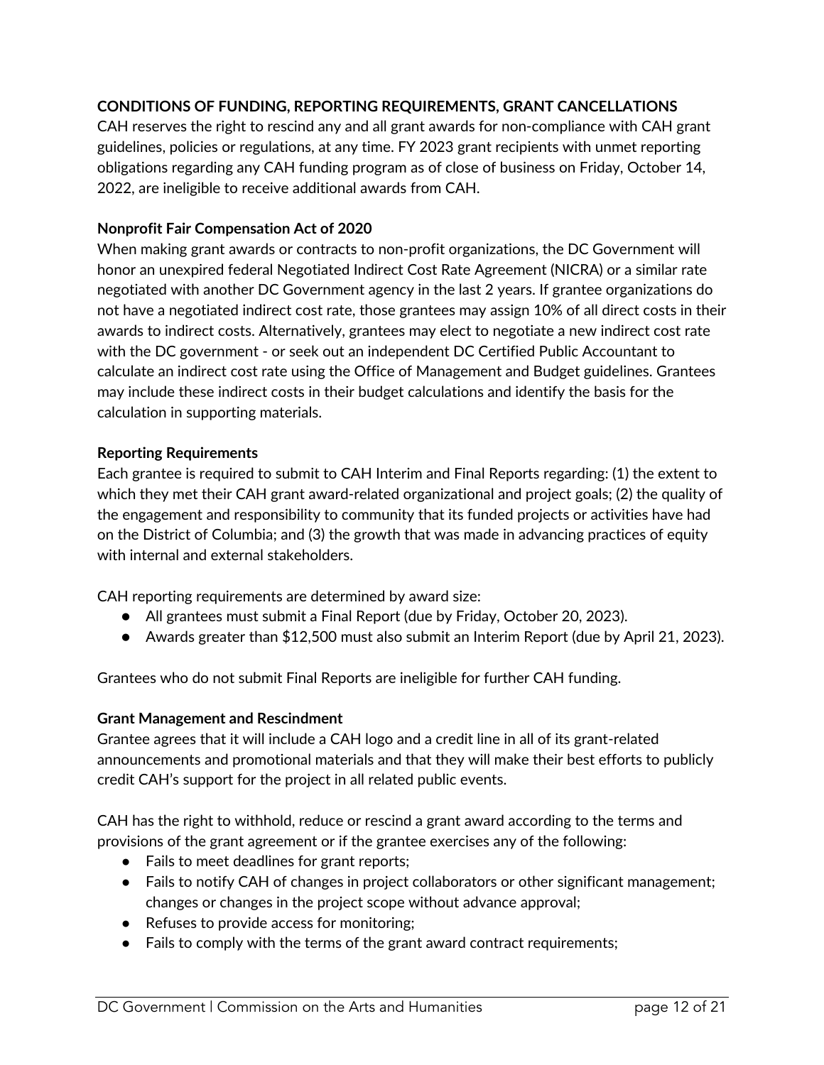**CONDITIONS OF FUNDING, REPORTING REQUIREMENTS, GRANT CANCELLATIONS**

CAH reserves the right to rescind any and all grant awards for non-compliance with CAH grant guidelines, policies or regulations, at any time. FY 2023 grant recipients with unmet reporting obligations regarding any CAH funding program as of close of business on Friday, October 14, 2022, are ineligible to receive additional awards from CAH.

**Nonprofit Fair Compensation Act of 2020**

When making grant awards or contracts to non-profit organizations, the DC Government will honor an unexpired federal Negotiated Indirect Cost Rate Agreement (NICRA) or a similar rate negotiated with another DC Government agency in the last 2 years. If grantee organizations do not have a negotiated indirect cost rate, those grantees may assign 10% of all direct costs in their awards to indirect costs. Alternatively, grantees may elect to negotiate a new indirect cost rate with the DC government - or seek out an independent DC Certified Public Accountant to calculate an indirect cost rate using the Office of Management and Budget guidelines. Grantees may include these indirect costs in their budget calculations and identify the basis for the calculation in supporting materials.

**Reporting Requirements**

Each grantee is required to submit to CAH Interim and Final Reports regarding: (1) the extent to which they met their CAH grant award-related organizational and project goals; (2) the quality of the engagement and responsibility to community that its funded projects or activities have had on the District of Columbia; and (3) the growth that was made in advancing practices of equity with internal and external stakeholders.

CAH reporting requirements are determined by award size:

- All grantees must submit a Final Report (due by Friday, October 20, 2023).
- Awards greater than $12,500 must also submit an Interim Report (due by April 21, 2023).

Grantees who do not submit Final Reports are ineligible for further CAH funding.

**Grant Management and Rescindment**

Grantee agrees that it will include a CAH logo and a credit line in all of its grant-related announcements and promotional materials and that they will make their best efforts to publicly credit CAH's support for the project in all related public events.

CAH has the right to withhold, reduce or rescind a grant award according to the terms and provisions of the grant agreement or if the grantee exercises any of the following:

- Fails to meet deadlines for grant reports;
- Fails to notify CAH of changes in project collaborators or other significant management; changes or changes in the project scope without advance approval;
- Refuses to provide access for monitoring;
- Fails to comply with the terms of the grant award contract requirements;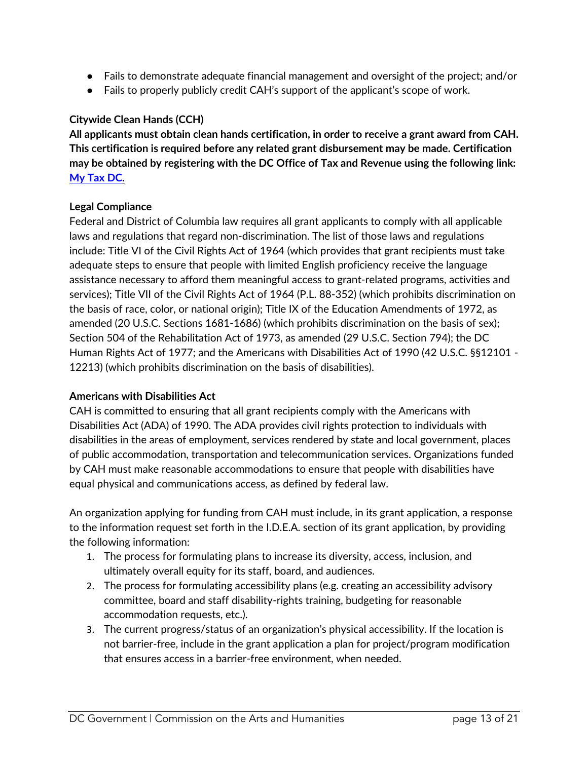- Fails to demonstrate adequate financial management and oversight of the project; and/or
- Fails to properly publicly credit CAH's support of the applicant's scope of work.

**Citywide Clean Hands (CCH)**

**All applicants must obtain clean hands certification, in order to receive a grant award from CAH. This certification is required before any related grant disbursement may be made. Certification may be obtained by registering with the DC Office of Tax and Revenue using the following link: [My Tax DC](#).**

**Legal Compliance**

Federal and District of Columbia law requires all grant applicants to comply with all applicable laws and regulations that regard non-discrimination. The list of those laws and regulations include: Title VI of the Civil Rights Act of 1964 (which provides that grant recipients must take adequate steps to ensure that people with limited English proficiency receive the language assistance necessary to afford them meaningful access to grant-related programs, activities and services); Title VII of the Civil Rights Act of 1964 (P.L. 88-352) (which prohibits discrimination on the basis of race, color, or national origin); Title IX of the Education Amendments of 1972, as amended (20 U.S.C. Sections 1681-1686) (which prohibits discrimination on the basis of sex); Section 504 of the Rehabilitation Act of 1973, as amended (29 U.S.C. Section 794); the DC Human Rights Act of 1977; and the Americans with Disabilities Act of 1990 (42 U.S.C. §§12101 - 12213) (which prohibits discrimination on the basis of disabilities).

**Americans with Disabilities Act**

CAH is committed to ensuring that all grant recipients comply with the Americans with Disabilities Act (ADA) of 1990. The ADA provides civil rights protection to individuals with disabilities in the areas of employment, services rendered by state and local government, places of public accommodation, transportation and telecommunication services. Organizations funded by CAH must make reasonable accommodations to ensure that people with disabilities have equal physical and communications access, as defined by federal law.

An organization applying for funding from CAH must include, in its grant application, a response to the information request set forth in the I.D.E.A. section of its grant application, by providing the following information:

1. The process for formulating plans to increase its diversity, access, inclusion, and ultimately overall equity for its staff, board, and audiences.
2. The process for formulating accessibility plans (e.g. creating an accessibility advisory committee, board and staff disability-rights training, budgeting for reasonable accommodation requests, etc.).
3. The current progress/status of an organization's physical accessibility. If the location is not barrier-free, include in the grant application a plan for project/program modification that ensures access in a barrier-free environment, when needed.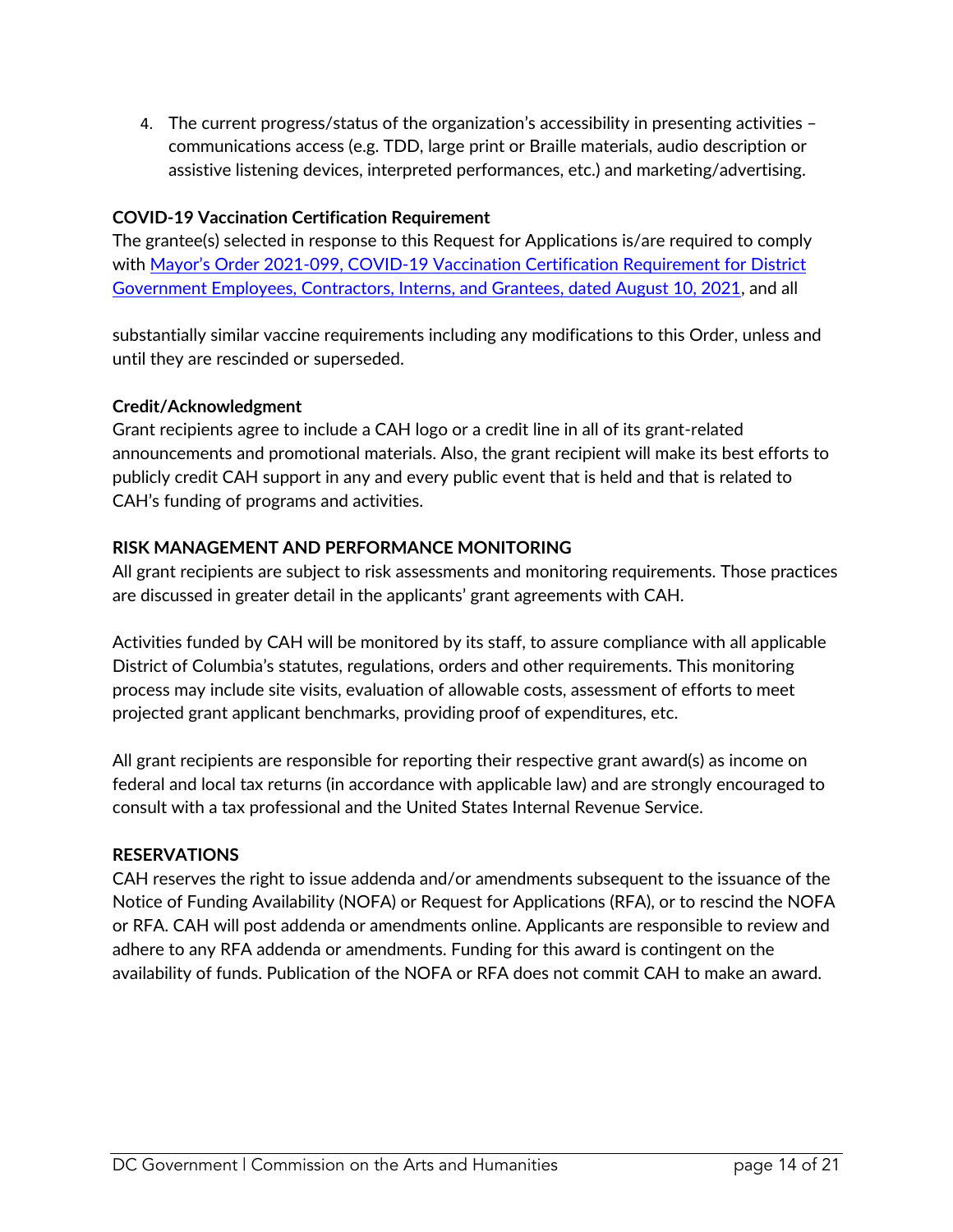4. The current progress/status of the organization's accessibility in presenting activities – communications access (e.g. TDD, large print or Braille materials, audio description or assistive listening devices, interpreted performances, etc.) and marketing/advertising.

**COVID-19 Vaccination Certification Requirement**

The grantee(s) selected in response to this Request for Applications is/are required to comply with [Mayor's Order 2021-099, COVID-19 Vaccination Certification Requirement for District Government Employees, Contractors, Interns, and Grantees, dated August 10, 2021](), and all substantially similar vaccine requirements including any modifications to this Order, unless and until they are rescinded or superseded.

**Credit/Acknowledgment**

Grant recipients agree to include a CAH logo or a credit line in all of its grant-related announcements and promotional materials. Also, the grant recipient will make its best efforts to publicly credit CAH support in any and every public event that is held and that is related to CAH's funding of programs and activities.

## RISK MANAGEMENT AND PERFORMANCE MONITORING

All grant recipients are subject to risk assessments and monitoring requirements. Those practices are discussed in greater detail in the applicants' grant agreements with CAH.

Activities funded by CAH will be monitored by its staff, to assure compliance with all applicable District of Columbia's statutes, regulations, orders and other requirements. This monitoring process may include site visits, evaluation of allowable costs, assessment of efforts to meet projected grant applicant benchmarks, providing proof of expenditures, etc.

All grant recipients are responsible for reporting their respective grant award(s) as income on federal and local tax returns (in accordance with applicable law) and are strongly encouraged to consult with a tax professional and the United States Internal Revenue Service.

## RESERVATIONS

CAH reserves the right to issue addenda and/or amendments subsequent to the issuance of the Notice of Funding Availability (NOFA) or Request for Applications (RFA), or to rescind the NOFA or RFA. CAH will post addenda or amendments online. Applicants are responsible to review and adhere to any RFA addenda or amendments. Funding for this award is contingent on the availability of funds. Publication of the NOFA or RFA does not commit CAH to make an award.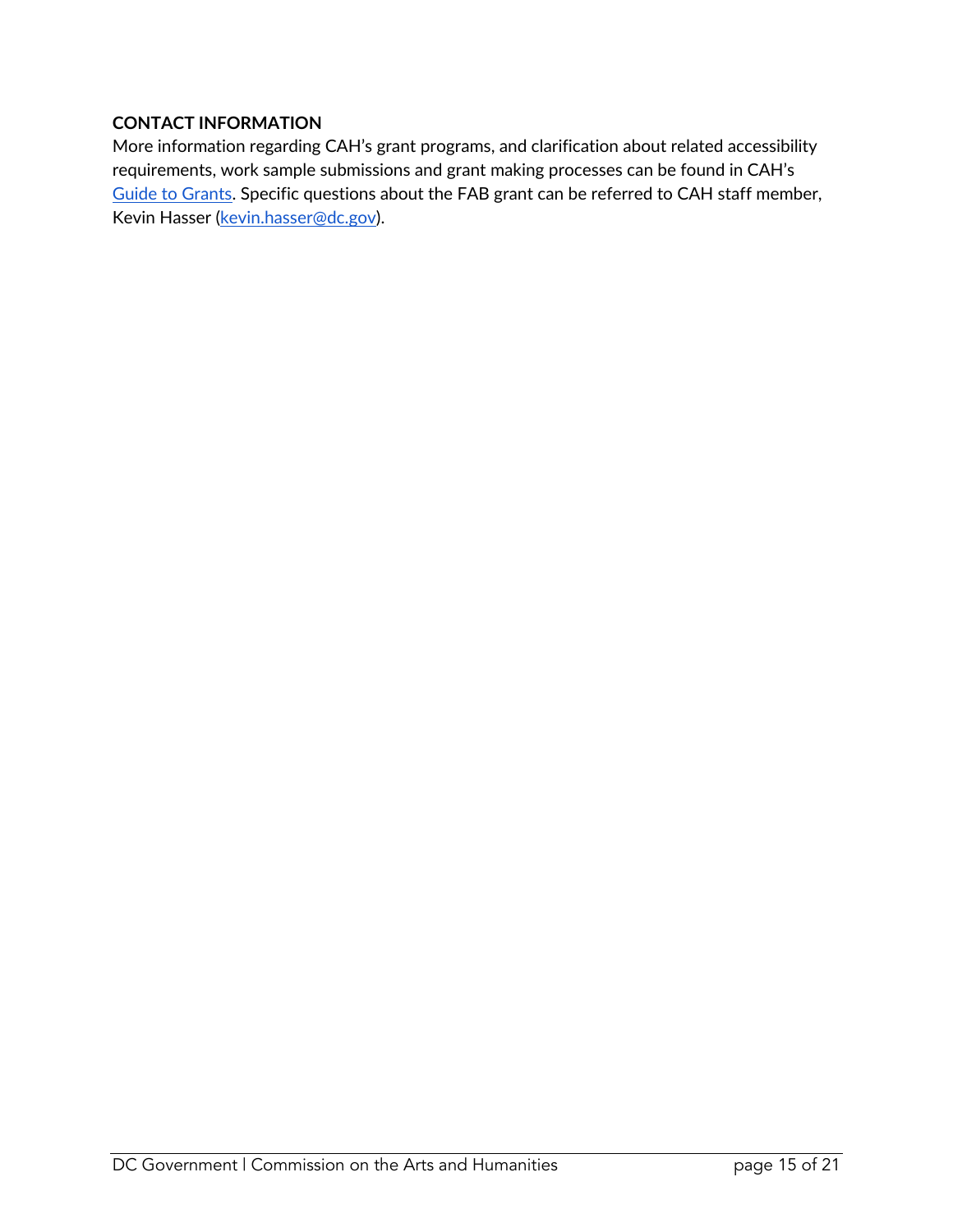**CONTACT INFORMATION**

More information regarding CAH's grant programs, and clarification about related accessibility requirements, work sample submissions and grant making processes can be found in CAH's Guide to Grants. Specific questions about the FAB grant can be referred to CAH staff member, Kevin Hasser (kevin.hasser@dc.gov).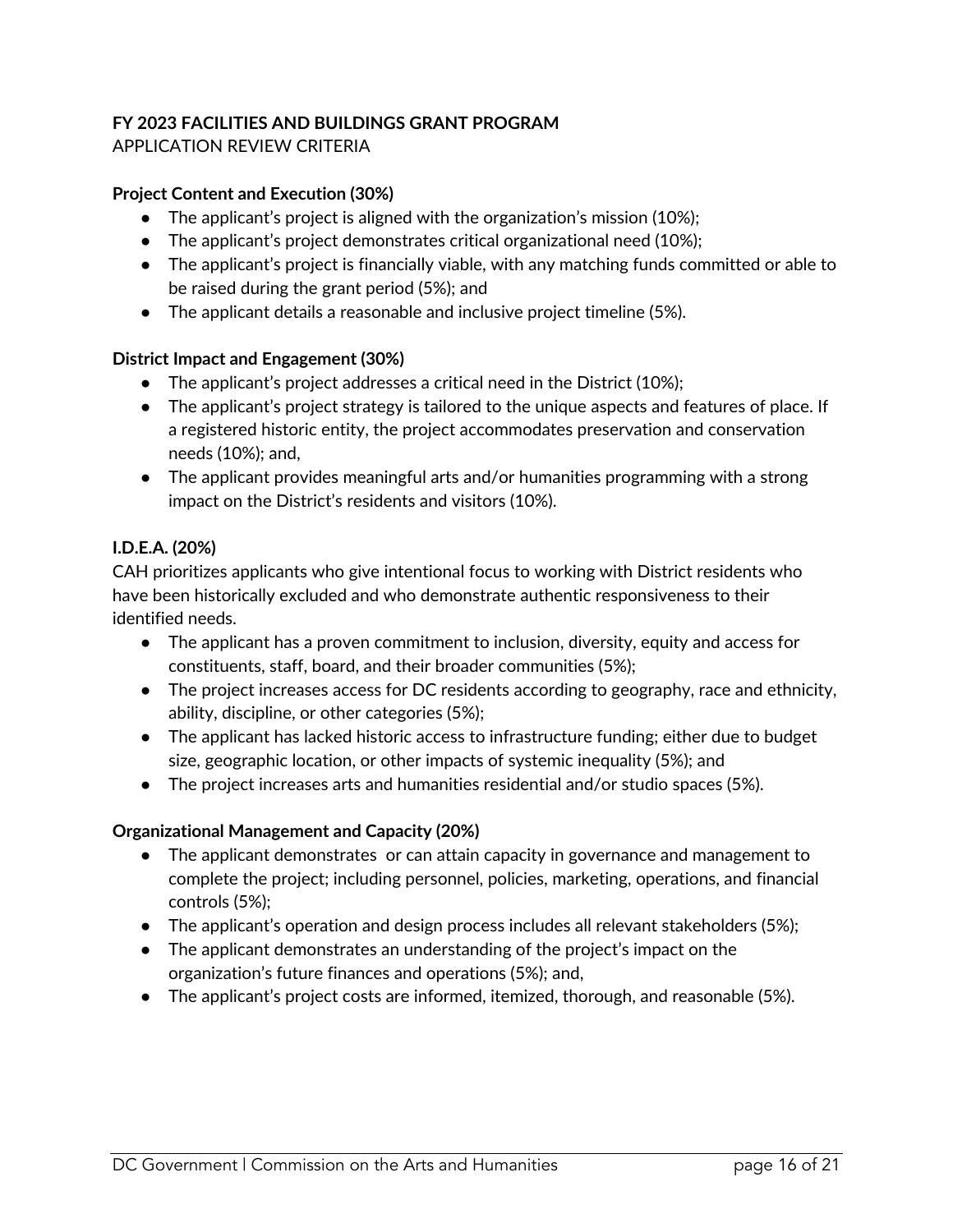**FY 2023 FACILITIES AND BUILDINGS GRANT PROGRAM**
APPLICATION REVIEW CRITERIA

**Project Content and Execution (30%)**

- The applicant's project is aligned with the organization's mission (10%);
- The applicant's project demonstrates critical organizational need (10%);
- The applicant's project is financially viable, with any matching funds committed or able to be raised during the grant period (5%); and
- The applicant details a reasonable and inclusive project timeline (5%).

**District Impact and Engagement (30%)**

- The applicant's project addresses a critical need in the District (10%);
- The applicant's project strategy is tailored to the unique aspects and features of place. If a registered historic entity, the project accommodates preservation and conservation needs (10%); and,
- The applicant provides meaningful arts and/or humanities programming with a strong impact on the District's residents and visitors (10%).

**I.D.E.A. (20%)**

CAH prioritizes applicants who give intentional focus to working with District residents who have been historically excluded and who demonstrate authentic responsiveness to their identified needs.

- The applicant has a proven commitment to inclusion, diversity, equity and access for constituents, staff, board, and their broader communities (5%);
- The project increases access for DC residents according to geography, race and ethnicity, ability, discipline, or other categories (5%);
- The applicant has lacked historic access to infrastructure funding; either due to budget size, geographic location, or other impacts of systemic inequality (5%); and
- The project increases arts and humanities residential and/or studio spaces (5%).

**Organizational Management and Capacity (20%)**

- The applicant demonstrates or can attain capacity in governance and management to complete the project; including personnel, policies, marketing, operations, and financial controls (5%);
- The applicant's operation and design process includes all relevant stakeholders (5%);
- The applicant demonstrates an understanding of the project's impact on the organization's future finances and operations (5%); and,
- The applicant's project costs are informed, itemized, thorough, and reasonable (5%).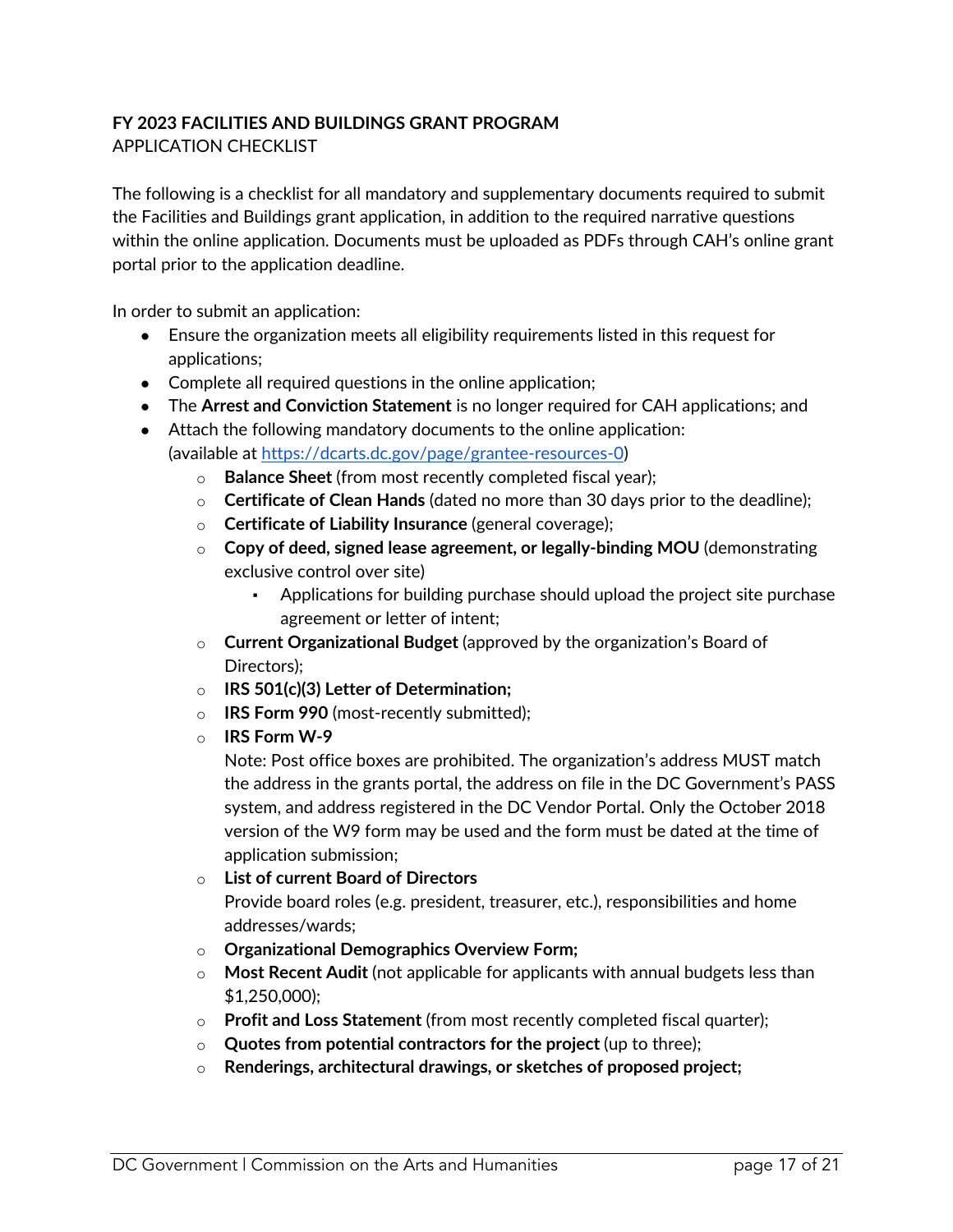**FY 2023 FACILITIES AND BUILDINGS GRANT PROGRAM**
APPLICATION CHECKLIST

The following is a checklist for all mandatory and supplementary documents required to submit the Facilities and Buildings grant application, in addition to the required narrative questions within the online application. Documents must be uploaded as PDFs through CAH's online grant portal prior to the application deadline.

In order to submit an application:

- Ensure the organization meets all eligibility requirements listed in this request for applications;
- Complete all required questions in the online application;
- The **Arrest and Conviction Statement** is no longer required for CAH applications; and
- Attach the following mandatory documents to the online application: (available at [https://dcarts.dc.gov/page/grantee-resources-0](https://dcarts.dc.gov/page/grantee-resources-0))
    - **Balance Sheet** (from most recently completed fiscal year);
    - **Certificate of Clean Hands** (dated no more than 30 days prior to the deadline);
    - **Certificate of Liability Insurance** (general coverage);
    - **Copy of deed, signed lease agreement, or legally-binding MOU** (demonstrating exclusive control over site)
        - Applications for building purchase should upload the project site purchase agreement or letter of intent;
    - **Current Organizational Budget** (approved by the organization's Board of Directors);
    - **IRS 501(c)(3) Letter of Determination;**
    - **IRS Form 990** (most-recently submitted);
    - **IRS Form W-9**
      Note: Post office boxes are prohibited. The organization's address MUST match the address in the grants portal, the address on file in the DC Government's PASS system, and address registered in the DC Vendor Portal. Only the October 2018 version of the W9 form may be used and the form must be dated at the time of application submission;
    - **List of current Board of Directors**
      Provide board roles (e.g. president, treasurer, etc.), responsibilities and home addresses/wards;
    - **Organizational Demographics Overview Form;**
    - **Most Recent Audit** (not applicable for applicants with annual budgets less than $1,250,000);
    - **Profit and Loss Statement** (from most recently completed fiscal quarter);
    - **Quotes from potential contractors for the project** (up to three);
    - **Renderings, architectural drawings, or sketches of proposed project;**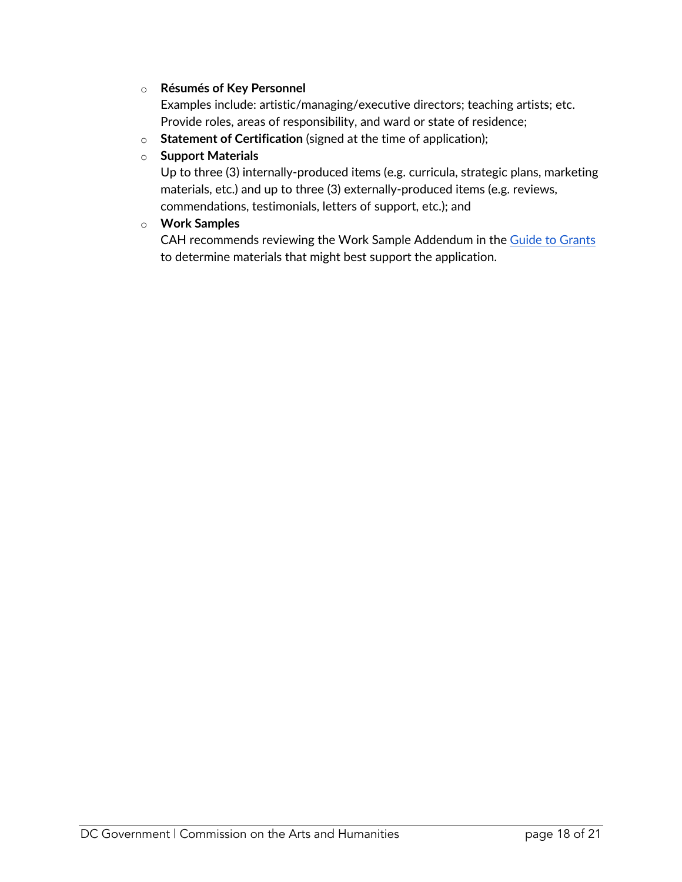- **Résumés of Key Personnel**
  Examples include: artistic/managing/executive directors; teaching artists; etc. Provide roles, areas of responsibility, and ward or state of residence;
- **Statement of Certification** (signed at the time of application);
- **Support Materials**
  Up to three (3) internally-produced items (e.g. curricula, strategic plans, marketing materials, etc.) and up to three (3) externally-produced items (e.g. reviews, commendations, testimonials, letters of support, etc.); and
- **Work Samples**
  CAH recommends reviewing the Work Sample Addendum in the Guide to Grants to determine materials that might best support the application.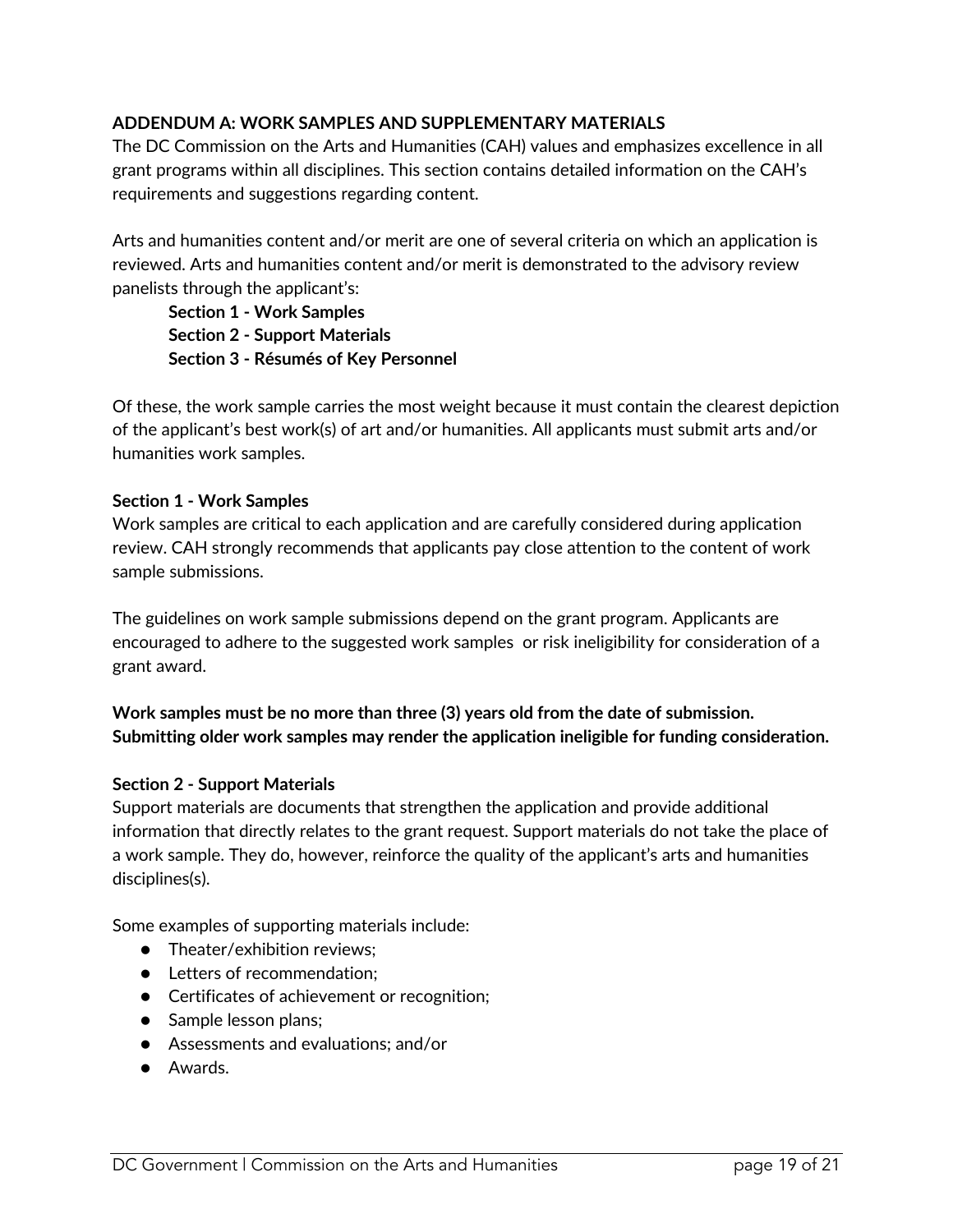## ADDENDUM A: WORK SAMPLES AND SUPPLEMENTARY MATERIALS

The DC Commission on the Arts and Humanities (CAH) values and emphasizes excellence in all grant programs within all disciplines. This section contains detailed information on the CAH's requirements and suggestions regarding content.

Arts and humanities content and/or merit are one of several criteria on which an application is reviewed. Arts and humanities content and/or merit is demonstrated to the advisory review panelists through the applicant's:

**Section 1 - Work Samples**
**Section 2 - Support Materials**
**Section 3 - Résumés of Key Personnel**

Of these, the work sample carries the most weight because it must contain the clearest depiction of the applicant's best work(s) of art and/or humanities. All applicants must submit arts and/or humanities work samples.

### Section 1 - Work Samples

Work samples are critical to each application and are carefully considered during application review. CAH strongly recommends that applicants pay close attention to the content of work sample submissions.

The guidelines on work sample submissions depend on the grant program. Applicants are encouraged to adhere to the suggested work samples or risk ineligibility for consideration of a grant award.

**Work samples must be no more than three (3) years old from the date of submission. Submitting older work samples may render the application ineligible for funding consideration.**

### Section 2 - Support Materials

Support materials are documents that strengthen the application and provide additional information that directly relates to the grant request. Support materials do not take the place of a work sample. They do, however, reinforce the quality of the applicant's arts and humanities disciplines(s).

Some examples of supporting materials include:

- Theater/exhibition reviews;
- Letters of recommendation;
- Certificates of achievement or recognition;
- Sample lesson plans;
- Assessments and evaluations; and/or
- Awards.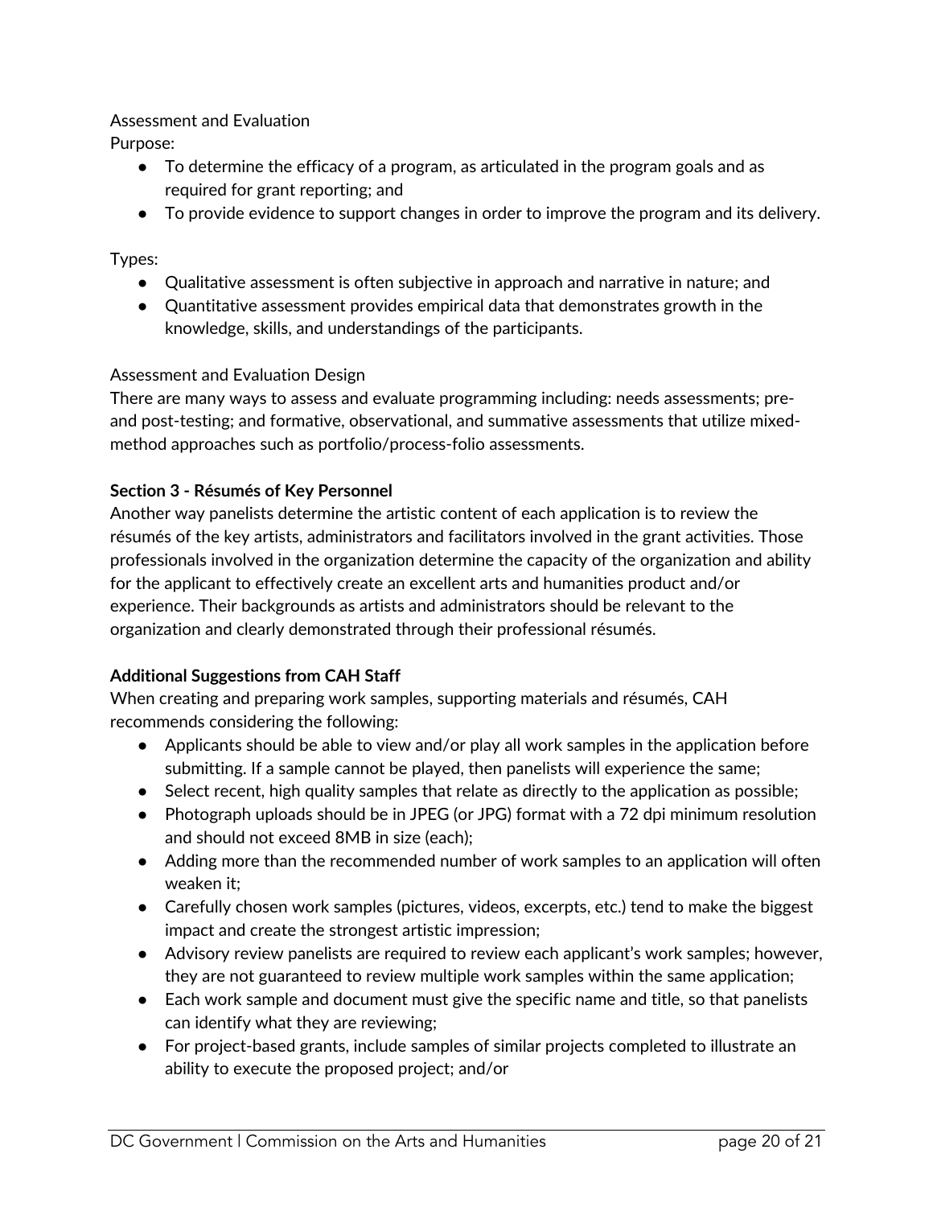Assessment and Evaluation

Purpose:

- To determine the efficacy of a program, as articulated in the program goals and as required for grant reporting; and
- To provide evidence to support changes in order to improve the program and its delivery.

Types:

- Qualitative assessment is often subjective in approach and narrative in nature; and
- Quantitative assessment provides empirical data that demonstrates growth in the knowledge, skills, and understandings of the participants.

Assessment and Evaluation Design

There are many ways to assess and evaluate programming including: needs assessments; pre- and post-testing; and formative, observational, and summative assessments that utilize mixed-method approaches such as portfolio/process-folio assessments.

**Section 3 - Résumés of Key Personnel**

Another way panelists determine the artistic content of each application is to review the résumés of the key artists, administrators and facilitators involved in the grant activities. Those professionals involved in the organization determine the capacity of the organization and ability for the applicant to effectively create an excellent arts and humanities product and/or experience. Their backgrounds as artists and administrators should be relevant to the organization and clearly demonstrated through their professional résumés.

**Additional Suggestions from CAH Staff**

When creating and preparing work samples, supporting materials and résumés, CAH recommends considering the following:

- Applicants should be able to view and/or play all work samples in the application before submitting. If a sample cannot be played, then panelists will experience the same;
- Select recent, high quality samples that relate as directly to the application as possible;
- Photograph uploads should be in JPEG (or JPG) format with a 72 dpi minimum resolution and should not exceed 8MB in size (each);
- Adding more than the recommended number of work samples to an application will often weaken it;
- Carefully chosen work samples (pictures, videos, excerpts, etc.) tend to make the biggest impact and create the strongest artistic impression;
- Advisory review panelists are required to review each applicant's work samples; however, they are not guaranteed to review multiple work samples within the same application;
- Each work sample and document must give the specific name and title, so that panelists can identify what they are reviewing;
- For project-based grants, include samples of similar projects completed to illustrate an ability to execute the proposed project; and/or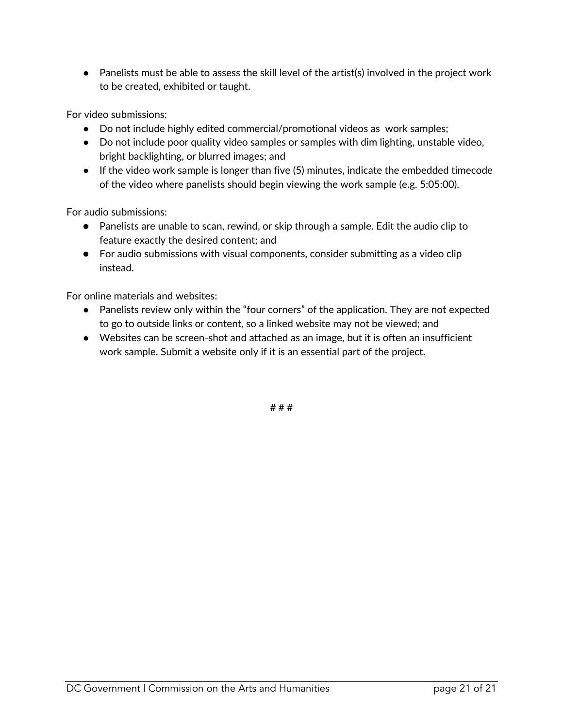- Panelists must be able to assess the skill level of the artist(s) involved in the project work to be created, exhibited or taught.

For video submissions:

- Do not include highly edited commercial/promotional videos as work samples;
- Do not include poor quality video samples or samples with dim lighting, unstable video, bright backlighting, or blurred images; and
- If the video work sample is longer than five (5) minutes, indicate the embedded timecode of the video where panelists should begin viewing the work sample (e.g. 5:05:00).

For audio submissions:

- Panelists are unable to scan, rewind, or skip through a sample. Edit the audio clip to feature exactly the desired content; and
- For audio submissions with visual components, consider submitting as a video clip instead.

For online materials and websites:

- Panelists review only within the "four corners" of the application. They are not expected to go to outside links or content, so a linked website may not be viewed; and
- Websites can be screen-shot and attached as an image, but it is often an insufficient work sample. Submit a website only if it is an essential part of the project.

# # #